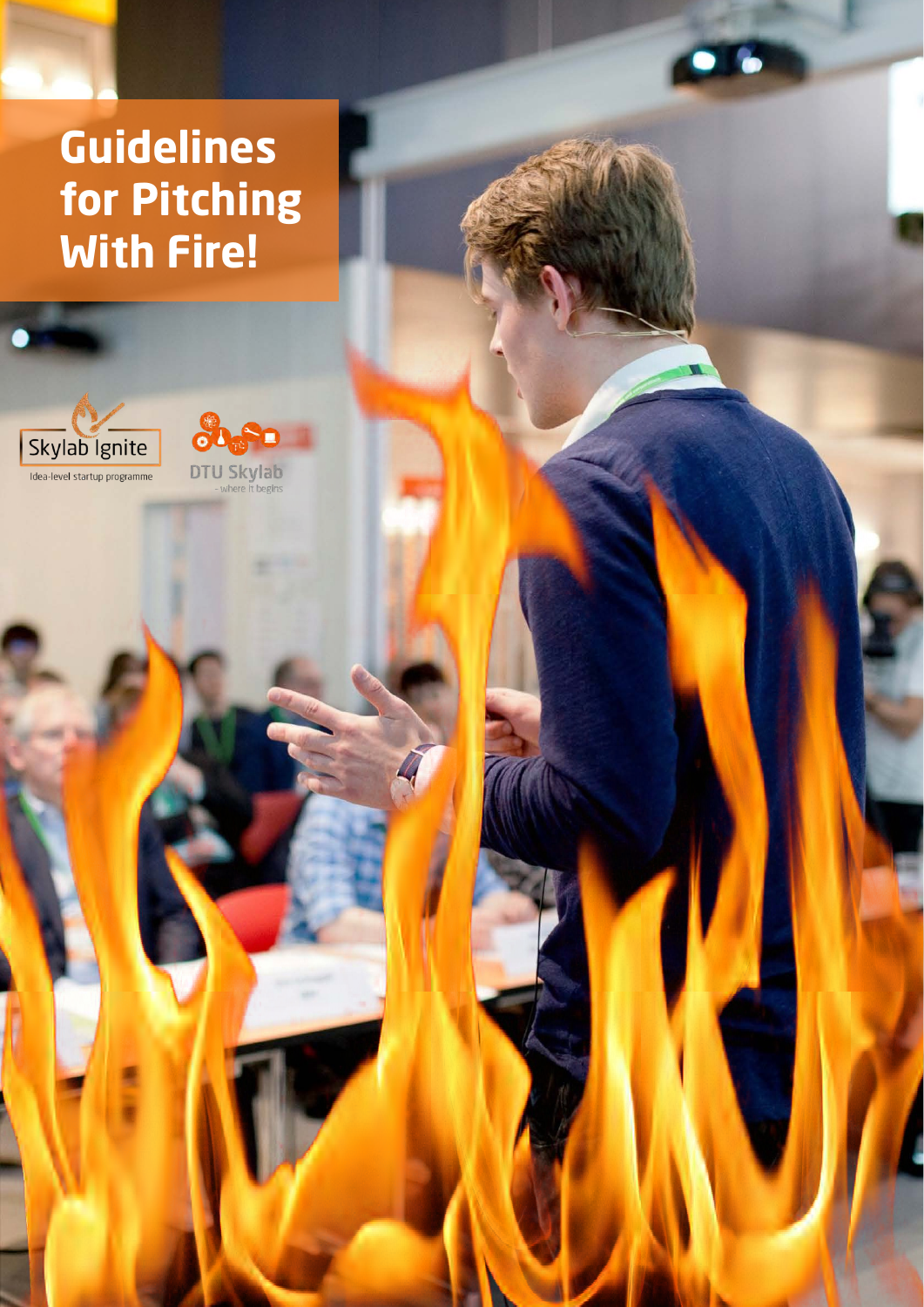# Guidelines for Pitching With Fire!

Skylab Ignite

Idea-level startup programme

DTU Skylab

- where it begins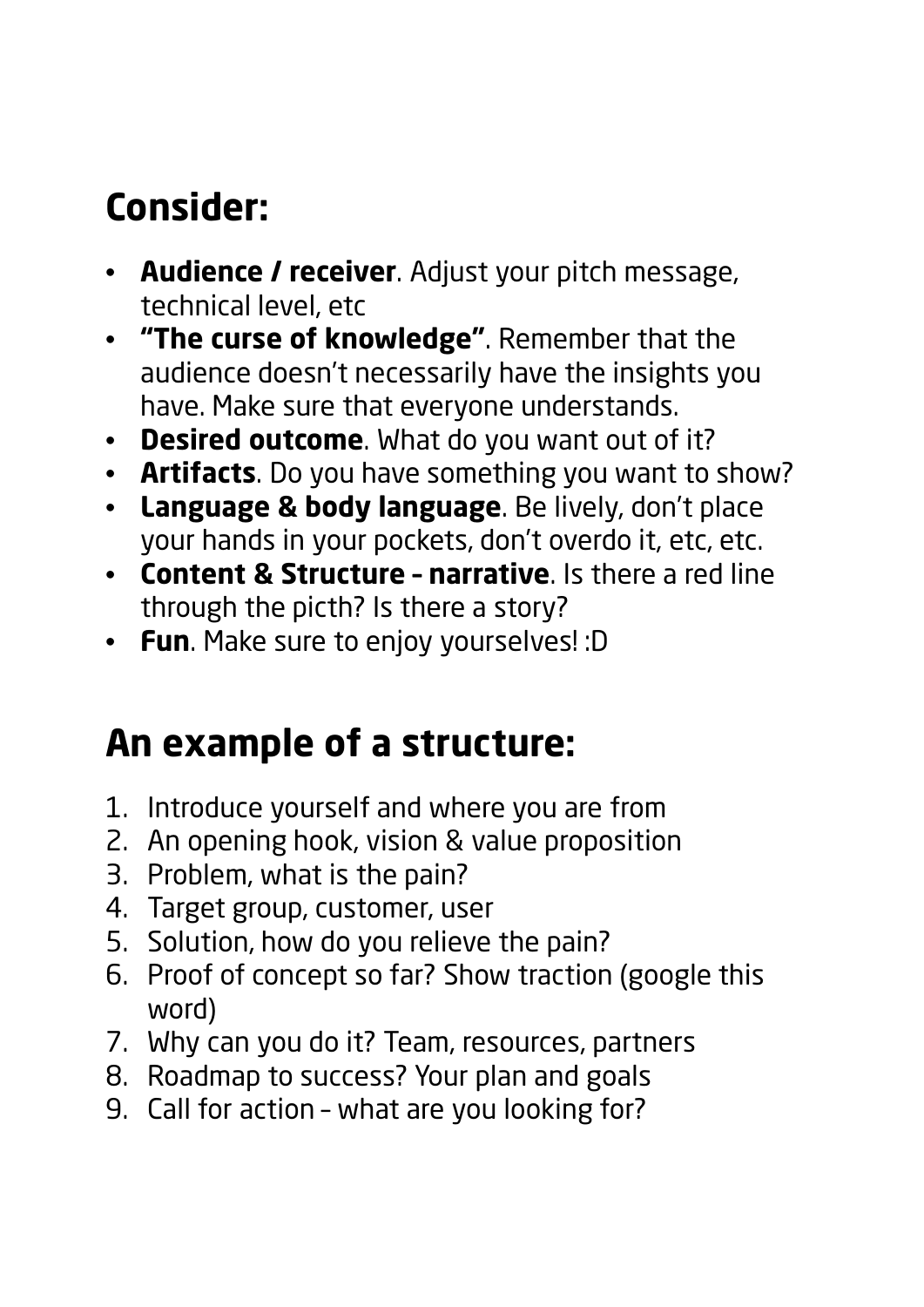## Consider:

- **Audience / receiver**. Adjust your pitch message, technical level, etc
- **"The curse of knowledge"**. Remember that the audience doesn't necessarily have the insights you have. Make sure that everyone understands.
- **Desired outcome**. What do you want out of it?
- **Artifacts**. Do you have something you want to show?
- **Language & body language**. Be lively, don't place your hands in your pockets, don't overdo it, etc, etc.
- **Content & Structure – narrative**. Is there a red line through the picth? Is there a story?
- **Fun**. Make sure to enjoy yourselves! :D

## An example of a structure:

1. Introduce yourself and where you are from
2. An opening hook, vision & value proposition
3. Problem, what is the pain?
4. Target group, customer, user
5. Solution, how do you relieve the pain?
6. Proof of concept so far? Show traction (google this word)
7. Why can you do it? Team, resources, partners
8. Roadmap to success? Your plan and goals
9. Call for action – what are you looking for?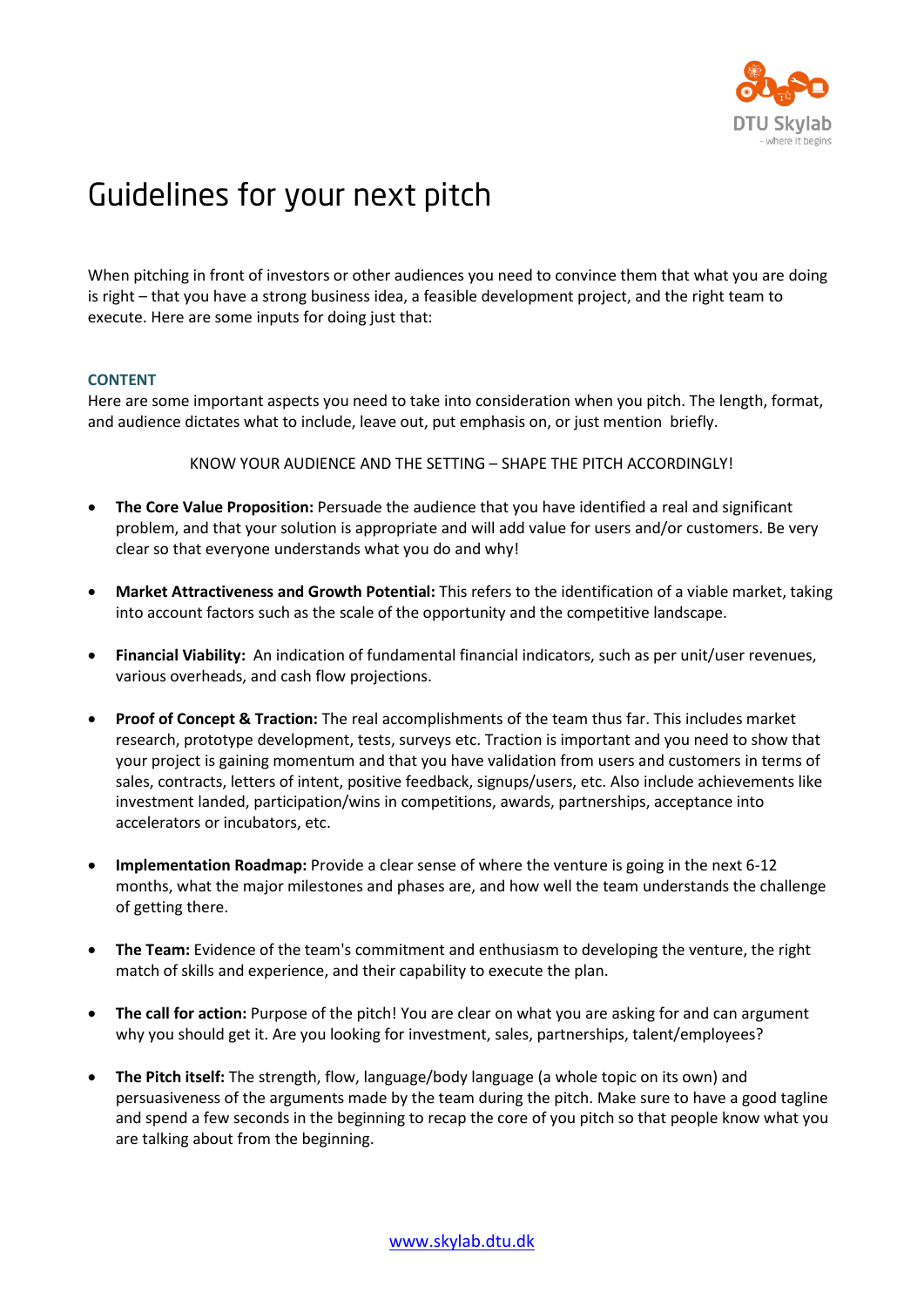# Guidelines for your next pitch

When pitching in front of investors or other audiences you need to convince them that what you are doing is right – that you have a strong business idea, a feasible development project, and the right team to execute. Here are some inputs for doing just that:

## CONTENT

Here are some important aspects you need to take into consideration when you pitch. The length, format, and audience dictates what to include, leave out, put emphasis on, or just mention briefly.

KNOW YOUR AUDIENCE AND THE SETTING – SHAPE THE PITCH ACCORDINGLY!

- **The Core Value Proposition:** Persuade the audience that you have identified a real and significant problem, and that your solution is appropriate and will add value for users and/or customers. Be very clear so that everyone understands what you do and why!
- **Market Attractiveness and Growth Potential:** This refers to the identification of a viable market, taking into account factors such as the scale of the opportunity and the competitive landscape.
- **Financial Viability:** An indication of fundamental financial indicators, such as per unit/user revenues, various overheads, and cash flow projections.
- **Proof of Concept & Traction:** The real accomplishments of the team thus far. This includes market research, prototype development, tests, surveys etc. Traction is important and you need to show that your project is gaining momentum and that you have validation from users and customers in terms of sales, contracts, letters of intent, positive feedback, signups/users, etc. Also include achievements like investment landed, participation/wins in competitions, awards, partnerships, acceptance into accelerators or incubators, etc.
- **Implementation Roadmap:** Provide a clear sense of where the venture is going in the next 6-12 months, what the major milestones and phases are, and how well the team understands the challenge of getting there.
- **The Team:** Evidence of the team's commitment and enthusiasm to developing the venture, the right match of skills and experience, and their capability to execute the plan.
- **The call for action:** Purpose of the pitch! You are clear on what you are asking for and can argument why you should get it. Are you looking for investment, sales, partnerships, talent/employees?
- **The Pitch itself:** The strength, flow, language/body language (a whole topic on its own) and persuasiveness of the arguments made by the team during the pitch. Make sure to have a good tagline and spend a few seconds in the beginning to recap the core of you pitch so that people know what you are talking about from the beginning.

www.skylab.dtu.dk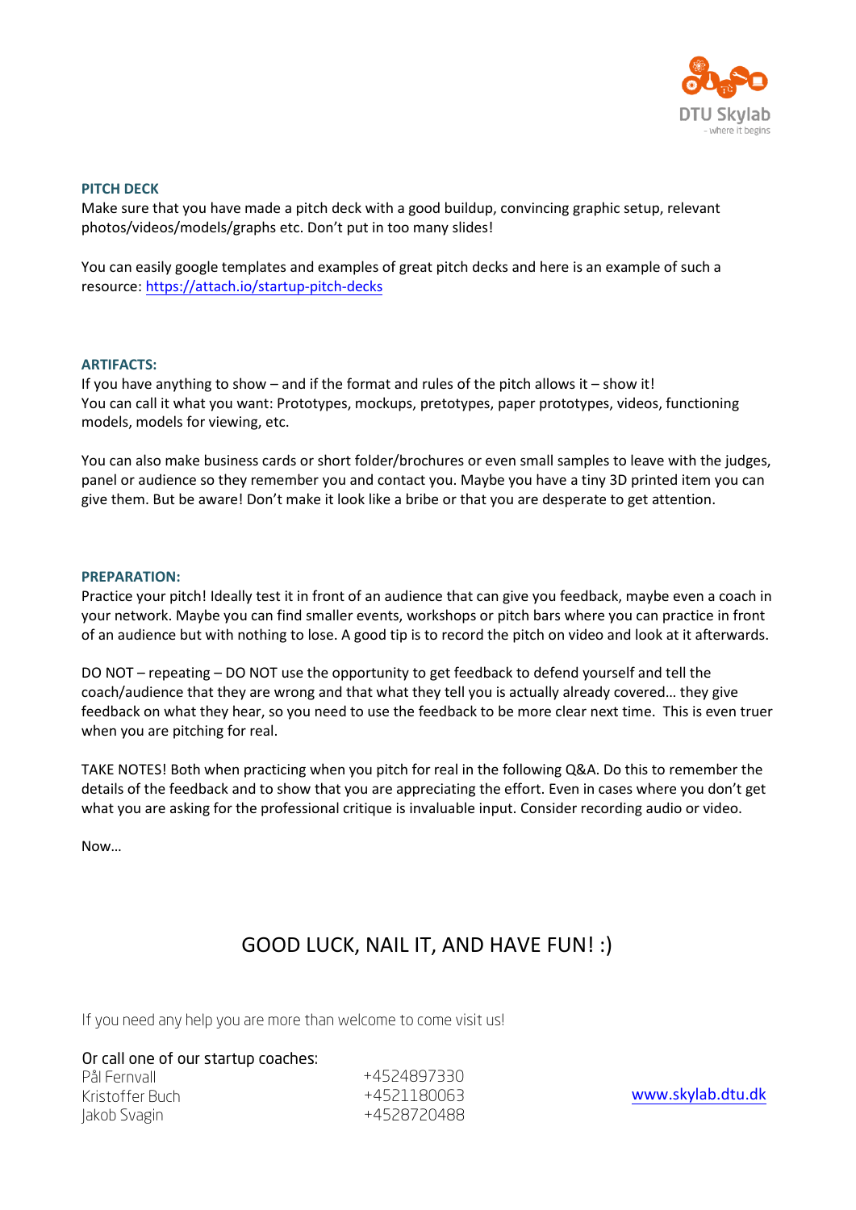### PITCH DECK

Make sure that you have made a pitch deck with a good buildup, convincing graphic setup, relevant photos/videos/models/graphs etc. Don't put in too many slides!

You can easily google templates and examples of great pitch decks and here is an example of such a resource: [https://attach.io/startup-pitch-decks](https://attach.io/startup-pitch-decks)

### ARTIFACTS:

If you have anything to show – and if the format and rules of the pitch allows it – show it!
You can call it what you want: Prototypes, mockups, pretotypes, paper prototypes, videos, functioning models, models for viewing, etc.

You can also make business cards or short folder/brochures or even small samples to leave with the judges, panel or audience so they remember you and contact you. Maybe you have a tiny 3D printed item you can give them. But be aware! Don't make it look like a bribe or that you are desperate to get attention.

### PREPARATION:

Practice your pitch! Ideally test it in front of an audience that can give you feedback, maybe even a coach in your network. Maybe you can find smaller events, workshops or pitch bars where you can practice in front of an audience but with nothing to lose. A good tip is to record the pitch on video and look at it afterwards.

DO NOT – repeating – DO NOT use the opportunity to get feedback to defend yourself and tell the coach/audience that they are wrong and that what they tell you is actually already covered… they give feedback on what they hear, so you need to use the feedback to be more clear next time. This is even truer when you are pitching for real.

TAKE NOTES! Both when practicing when you pitch for real in the following Q&A. Do this to remember the details of the feedback and to show that you are appreciating the effort. Even in cases where you don't get what you are asking for the professional critique is invaluable input. Consider recording audio or video.

Now…

## GOOD LUCK, NAIL IT, AND HAVE FUN! :)

If you need any help you are more than welcome to come visit us!

Or call one of our startup coaches:

| | |
|---|---|
| Pål Fernvall | +4524897330 |
| Kristoffer Buch | +4521180063 |
| Jakob Svagin | +4528720488 |

[www.skylab.dtu.dk](http://www.skylab.dtu.dk)